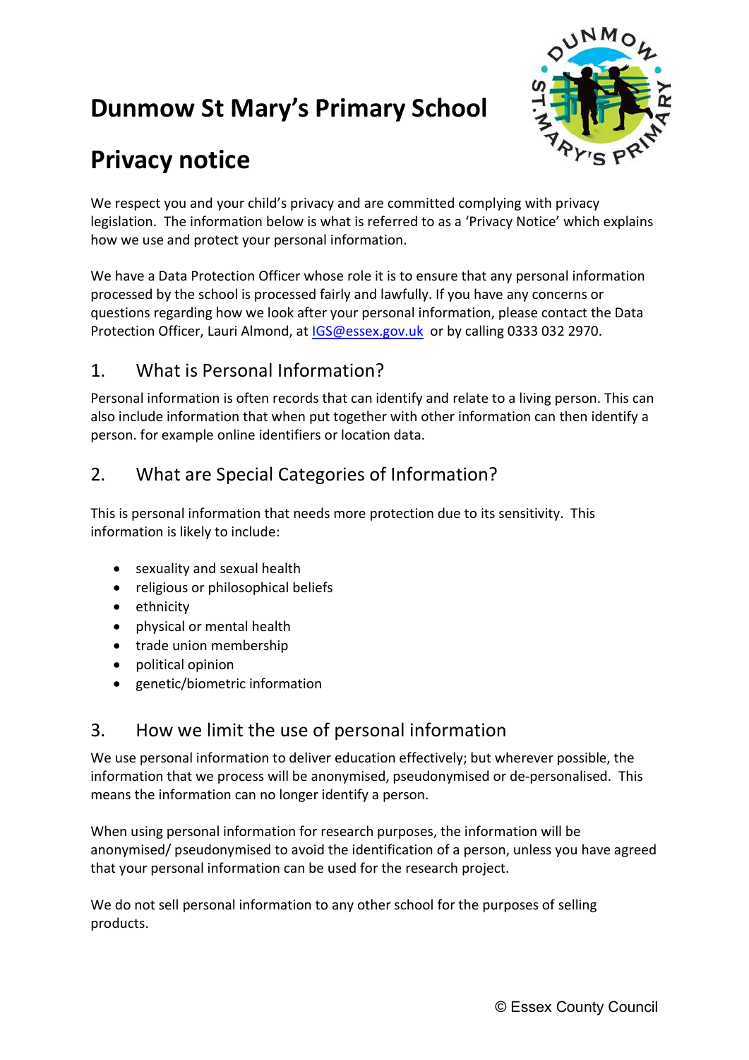# Dunmow St Mary's Primary School

# Privacy notice

We respect you and your child's privacy and are committed complying with privacy legislation. The information below is what is referred to as a 'Privacy Notice' which explains how we use and protect your personal information.

We have a Data Protection Officer whose role it is to ensure that any personal information processed by the school is processed fairly and lawfully. If you have any concerns or questions regarding how we look after your personal information, please contact the Data Protection Officer, Lauri Almond, at IGS@essex.gov.uk or by calling 0333 032 2970.

## 1. What is Personal Information?

Personal information is often records that can identify and relate to a living person. This can also include information that when put together with other information can then identify a person. for example online identifiers or location data.

## 2. What are Special Categories of Information?

This is personal information that needs more protection due to its sensitivity. This information is likely to include:

- sexuality and sexual health
- religious or philosophical beliefs
- ethnicity
- physical or mental health
- trade union membership
- political opinion
- genetic/biometric information

## 3. How we limit the use of personal information

We use personal information to deliver education effectively; but wherever possible, the information that we process will be anonymised, pseudonymised or de-personalised. This means the information can no longer identify a person.

When using personal information for research purposes, the information will be anonymised/ pseudonymised to avoid the identification of a person, unless you have agreed that your personal information can be used for the research project.

We do not sell personal information to any other school for the purposes of selling products.

© Essex County Council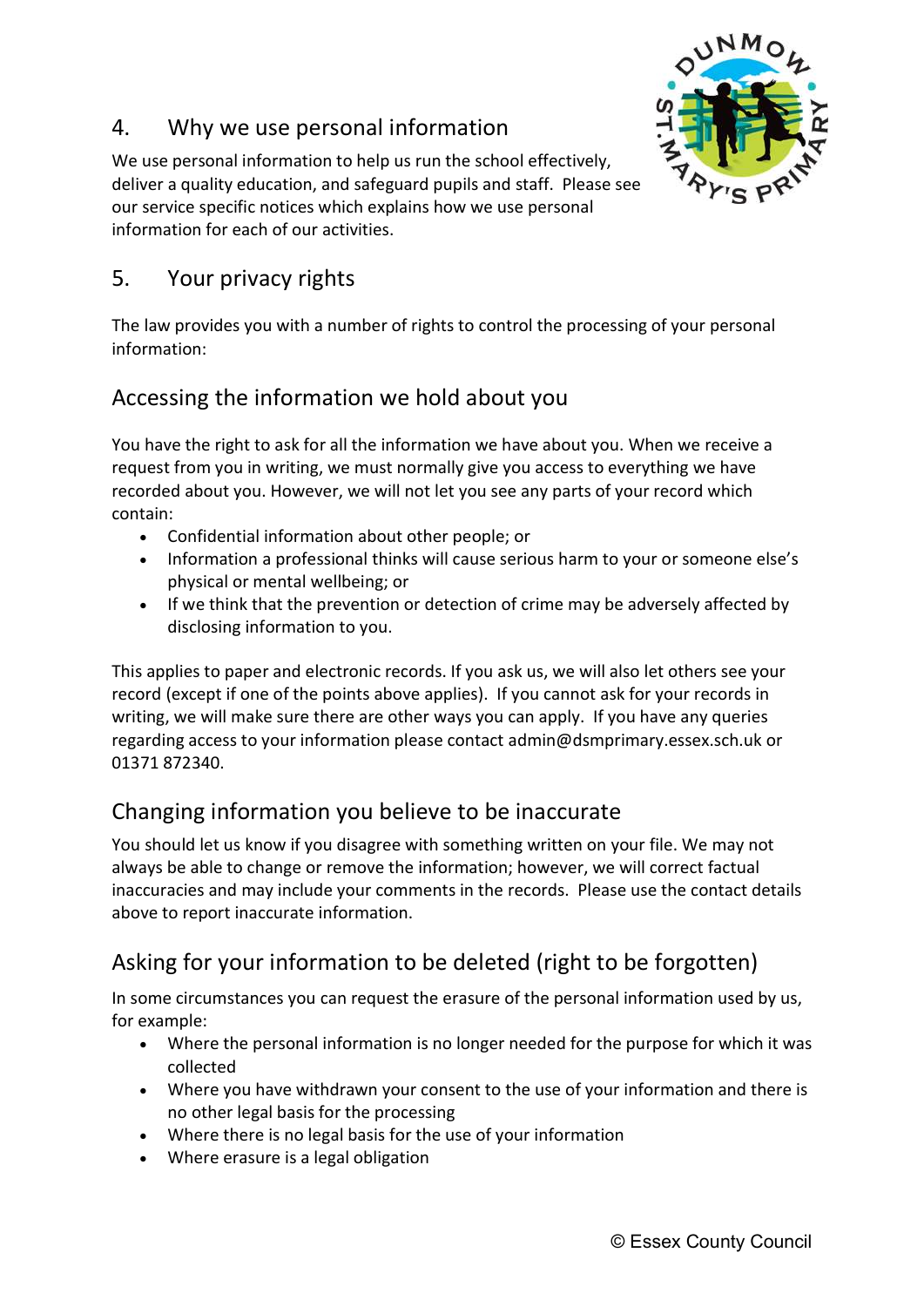## 4. Why we use personal information

We use personal information to help us run the school effectively, deliver a quality education, and safeguard pupils and staff. Please see our service specific notices which explains how we use personal information for each of our activities.

## 5. Your privacy rights

The law provides you with a number of rights to control the processing of your personal information:

### Accessing the information we hold about you

You have the right to ask for all the information we have about you. When we receive a request from you in writing, we must normally give you access to everything we have recorded about you. However, we will not let you see any parts of your record which contain:

- Confidential information about other people; or
- Information a professional thinks will cause serious harm to your or someone else's physical or mental wellbeing; or
- If we think that the prevention or detection of crime may be adversely affected by disclosing information to you.

This applies to paper and electronic records. If you ask us, we will also let others see your record (except if one of the points above applies). If you cannot ask for your records in writing, we will make sure there are other ways you can apply. If you have any queries regarding access to your information please contact admin@dsmprimary.essex.sch.uk or 01371 872340.

### Changing information you believe to be inaccurate

You should let us know if you disagree with something written on your file. We may not always be able to change or remove the information; however, we will correct factual inaccuracies and may include your comments in the records. Please use the contact details above to report inaccurate information.

### Asking for your information to be deleted (right to be forgotten)

In some circumstances you can request the erasure of the personal information used by us, for example:

- Where the personal information is no longer needed for the purpose for which it was collected
- Where you have withdrawn your consent to the use of your information and there is no other legal basis for the processing
- Where there is no legal basis for the use of your information
- Where erasure is a legal obligation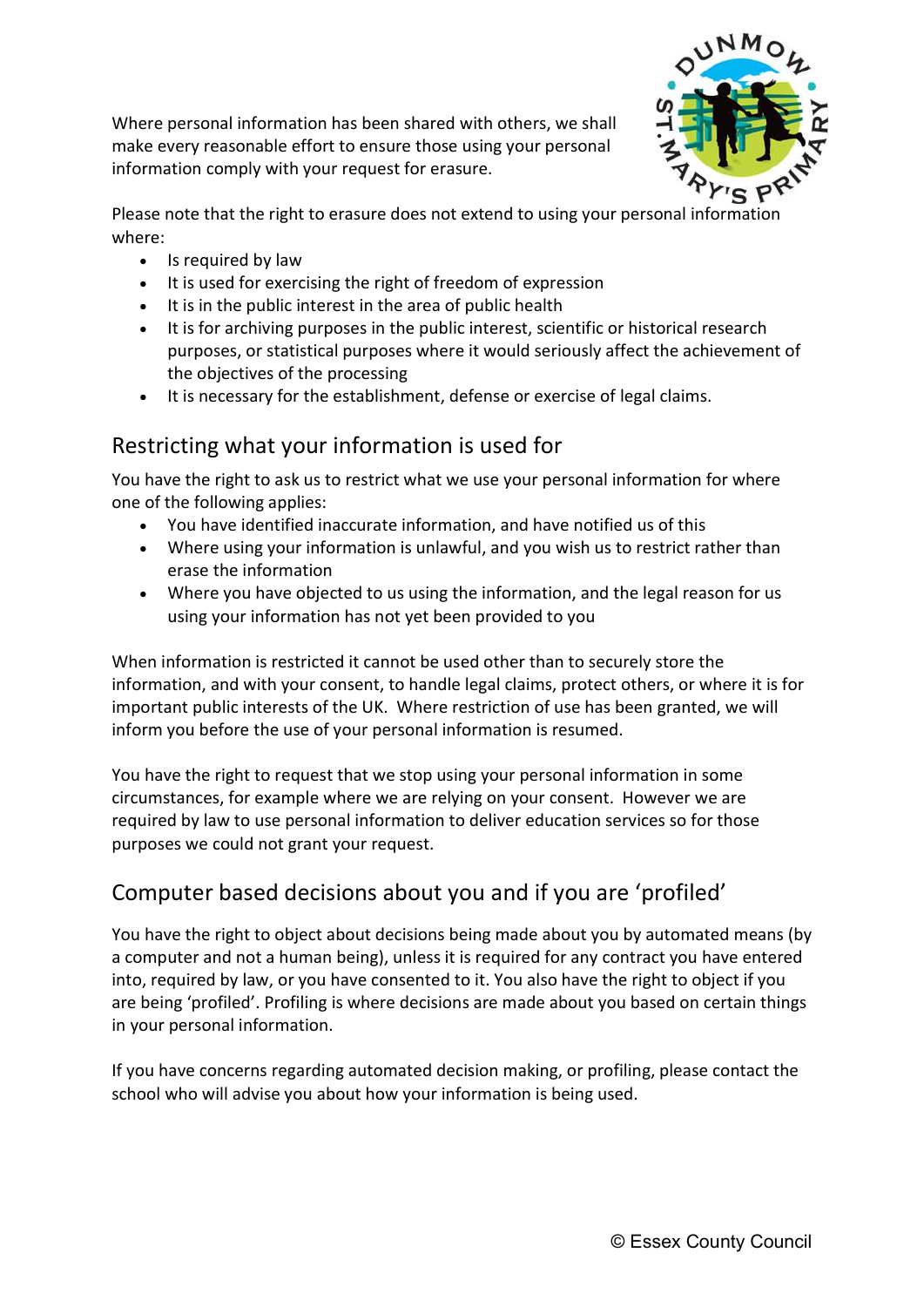Where personal information has been shared with others, we shall make every reasonable effort to ensure those using your personal information comply with your request for erasure.

Please note that the right to erasure does not extend to using your personal information where:

- Is required by law
- It is used for exercising the right of freedom of expression
- It is in the public interest in the area of public health
- It is for archiving purposes in the public interest, scientific or historical research purposes, or statistical purposes where it would seriously affect the achievement of the objectives of the processing
- It is necessary for the establishment, defense or exercise of legal claims.

## Restricting what your information is used for

You have the right to ask us to restrict what we use your personal information for where one of the following applies:

- You have identified inaccurate information, and have notified us of this
- Where using your information is unlawful, and you wish us to restrict rather than erase the information
- Where you have objected to us using the information, and the legal reason for us using your information has not yet been provided to you

When information is restricted it cannot be used other than to securely store the information, and with your consent, to handle legal claims, protect others, or where it is for important public interests of the UK. Where restriction of use has been granted, we will inform you before the use of your personal information is resumed.

You have the right to request that we stop using your personal information in some circumstances, for example where we are relying on your consent. However we are required by law to use personal information to deliver education services so for those purposes we could not grant your request.

## Computer based decisions about you and if you are 'profiled'

You have the right to object about decisions being made about you by automated means (by a computer and not a human being), unless it is required for any contract you have entered into, required by law, or you have consented to it. You also have the right to object if you are being 'profiled'. Profiling is where decisions are made about you based on certain things in your personal information.

If you have concerns regarding automated decision making, or profiling, please contact the school who will advise you about how your information is being used.

© Essex County Council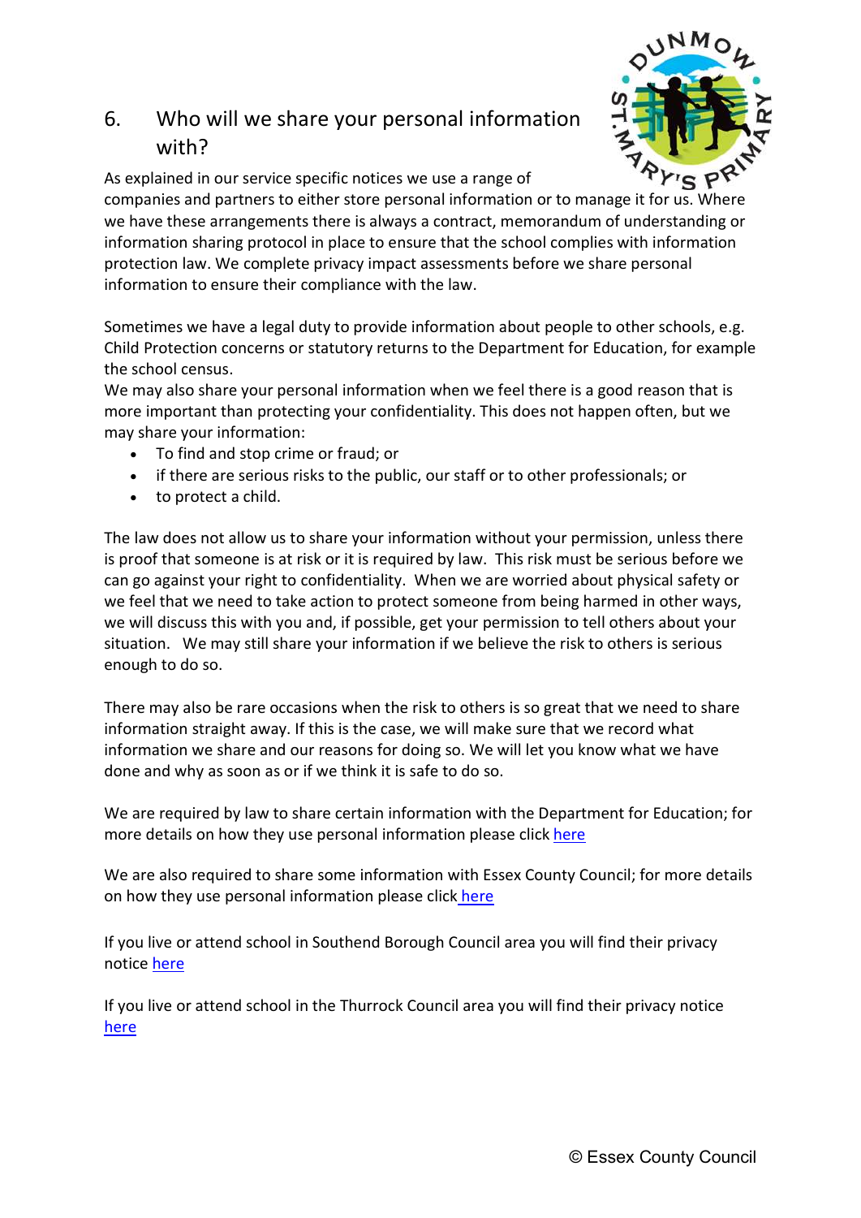## 6. Who will we share your personal information with?

As explained in our service specific notices we use a range of companies and partners to either store personal information or to manage it for us. Where we have these arrangements there is always a contract, memorandum of understanding or information sharing protocol in place to ensure that the school complies with information protection law. We complete privacy impact assessments before we share personal information to ensure their compliance with the law.

Sometimes we have a legal duty to provide information about people to other schools, e.g. Child Protection concerns or statutory returns to the Department for Education, for example the school census.

We may also share your personal information when we feel there is a good reason that is more important than protecting your confidentiality. This does not happen often, but we may share your information:

- To find and stop crime or fraud; or
- if there are serious risks to the public, our staff or to other professionals; or
- to protect a child.

The law does not allow us to share your information without your permission, unless there is proof that someone is at risk or it is required by law. This risk must be serious before we can go against your right to confidentiality. When we are worried about physical safety or we feel that we need to take action to protect someone from being harmed in other ways, we will discuss this with you and, if possible, get your permission to tell others about your situation. We may still share your information if we believe the risk to others is serious enough to do so.

There may also be rare occasions when the risk to others is so great that we need to share information straight away. If this is the case, we will make sure that we record what information we share and our reasons for doing so. We will let you know what we have done and why as soon as or if we think it is safe to do so.

We are required by law to share certain information with the Department for Education; for more details on how they use personal information please click here

We are also required to share some information with Essex County Council; for more details on how they use personal information please click here

If you live or attend school in Southend Borough Council area you will find their privacy notice here

If you live or attend school in the Thurrock Council area you will find their privacy notice here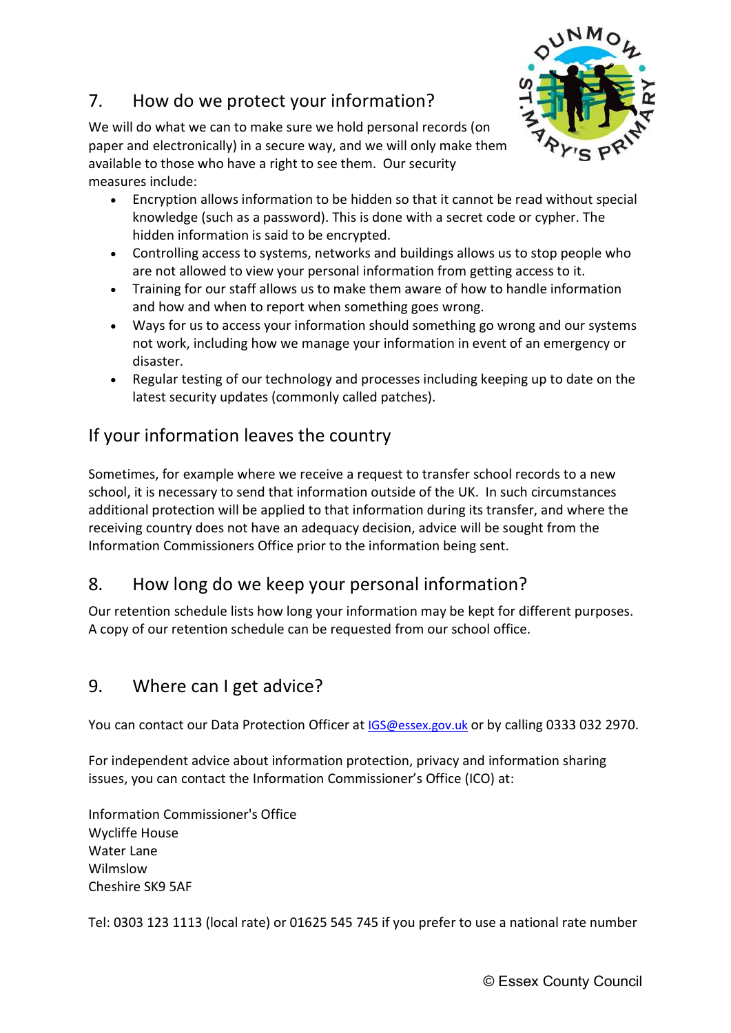## 7. How do we protect your information?

We will do what we can to make sure we hold personal records (on paper and electronically) in a secure way, and we will only make them available to those who have a right to see them. Our security measures include:

- Encryption allows information to be hidden so that it cannot be read without special knowledge (such as a password). This is done with a secret code or cypher. The hidden information is said to be encrypted.
- Controlling access to systems, networks and buildings allows us to stop people who are not allowed to view your personal information from getting access to it.
- Training for our staff allows us to make them aware of how to handle information and how and when to report when something goes wrong.
- Ways for us to access your information should something go wrong and our systems not work, including how we manage your information in event of an emergency or disaster.
- Regular testing of our technology and processes including keeping up to date on the latest security updates (commonly called patches).

## If your information leaves the country

Sometimes, for example where we receive a request to transfer school records to a new school, it is necessary to send that information outside of the UK. In such circumstances additional protection will be applied to that information during its transfer, and where the receiving country does not have an adequacy decision, advice will be sought from the Information Commissioners Office prior to the information being sent.

## 8. How long do we keep your personal information?

Our retention schedule lists how long your information may be kept for different purposes. A copy of our retention schedule can be requested from our school office.

## 9. Where can I get advice?

You can contact our Data Protection Officer at IGS@essex.gov.uk or by calling 0333 032 2970.

For independent advice about information protection, privacy and information sharing issues, you can contact the Information Commissioner's Office (ICO) at:

Information Commissioner's Office
Wycliffe House
Water Lane
Wilmslow
Cheshire SK9 5AF

Tel: 0303 123 1113 (local rate) or 01625 545 745 if you prefer to use a national rate number

© Essex County Council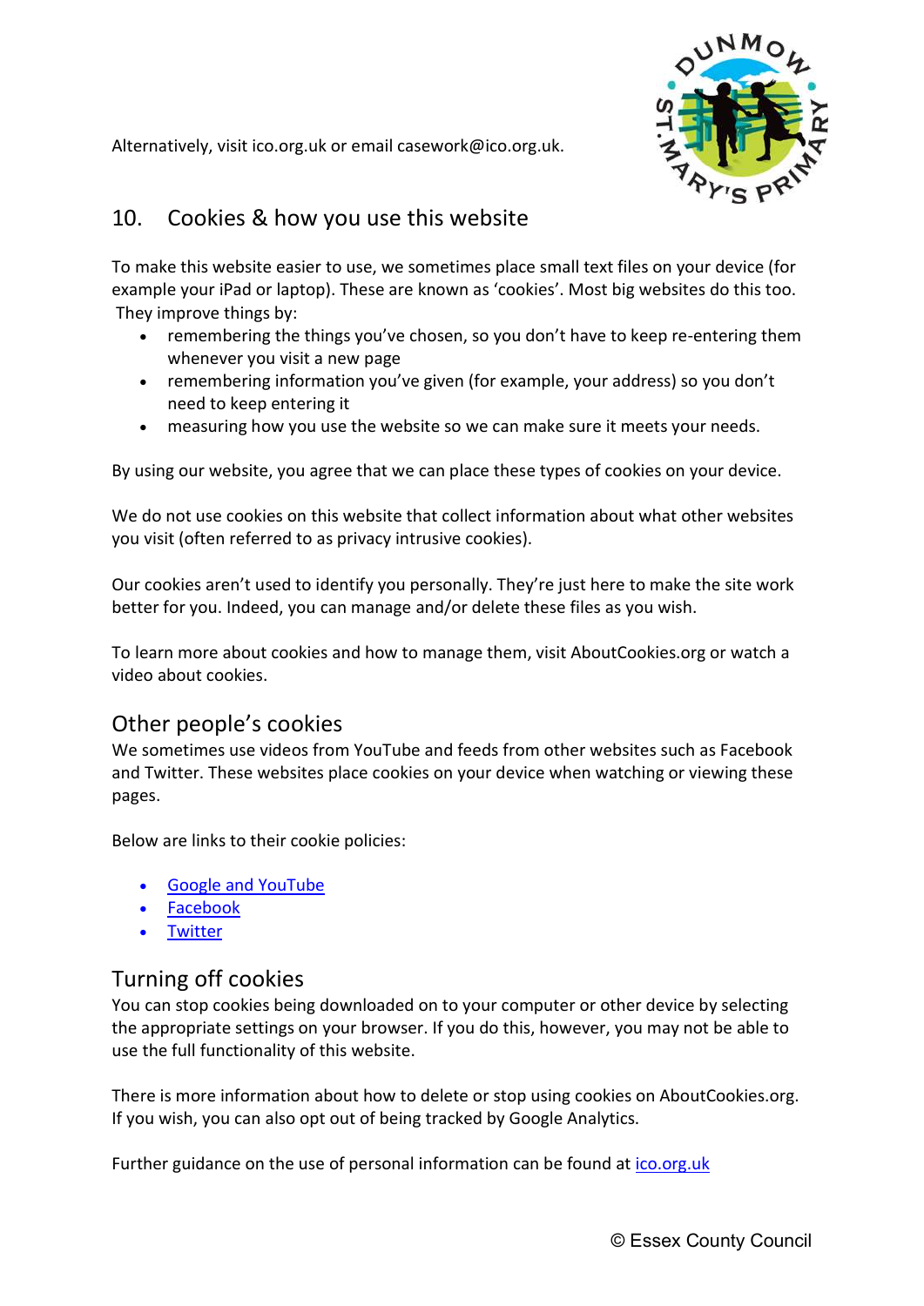Alternatively, visit ico.org.uk or email casework@ico.org.uk.

## 10. Cookies & how you use this website

To make this website easier to use, we sometimes place small text files on your device (for example your iPad or laptop). These are known as 'cookies'. Most big websites do this too. They improve things by:

- remembering the things you've chosen, so you don't have to keep re-entering them whenever you visit a new page
- remembering information you've given (for example, your address) so you don't need to keep entering it
- measuring how you use the website so we can make sure it meets your needs.

By using our website, you agree that we can place these types of cookies on your device.

We do not use cookies on this website that collect information about what other websites you visit (often referred to as privacy intrusive cookies).

Our cookies aren't used to identify you personally. They're just here to make the site work better for you. Indeed, you can manage and/or delete these files as you wish.

To learn more about cookies and how to manage them, visit AboutCookies.org or watch a video about cookies.

### Other people's cookies

We sometimes use videos from YouTube and feeds from other websites such as Facebook and Twitter. These websites place cookies on your device when watching or viewing these pages.

Below are links to their cookie policies:

- Google and YouTube
- Facebook
- Twitter

### Turning off cookies

You can stop cookies being downloaded on to your computer or other device by selecting the appropriate settings on your browser. If you do this, however, you may not be able to use the full functionality of this website.

There is more information about how to delete or stop using cookies on AboutCookies.org. If you wish, you can also opt out of being tracked by Google Analytics.

Further guidance on the use of personal information can be found at ico.org.uk

© Essex County Council